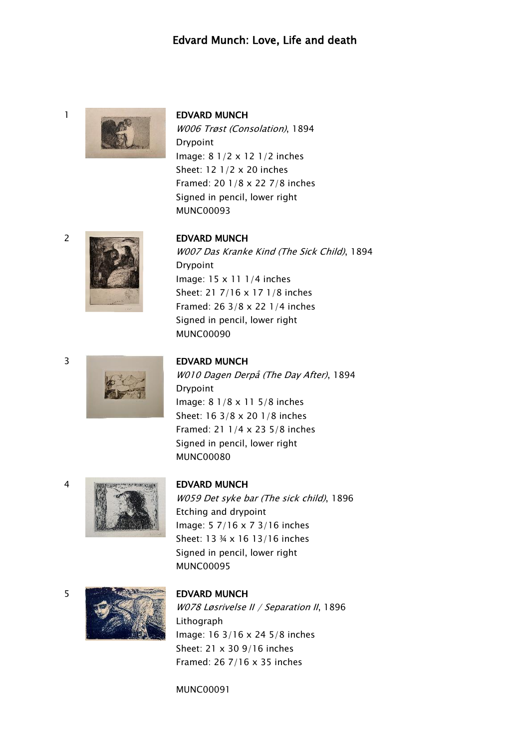# Edvard Munch: Love, Life and death

1

**EDVARD MUNCH**
*W006 Trøst (Consolation)*, 1894
Drypoint
Image: 8 1/2 x 12 1/2 inches
Sheet: 12 1/2 x 20 inches
Framed: 20 1/8 x 22 7/8 inches
Signed in pencil, lower right
MUNC00093

2

**EDVARD MUNCH**
*W007 Das Kranke Kind (The Sick Child)*, 1894
Drypoint
Image: 15 x 11 1/4 inches
Sheet: 21 7/16 x 17 1/8 inches
Framed: 26 3/8 x 22 1/4 inches
Signed in pencil, lower right
MUNC00090

3

**EDVARD MUNCH**
*W010 Dagen Derpå (The Day After)*, 1894
Drypoint
Image: 8 1/8 x 11 5/8 inches
Sheet: 16 3/8 x 20 1/8 inches
Framed: 21 1/4 x 23 5/8 inches
Signed in pencil, lower right
MUNC00080

4

**EDVARD MUNCH**
*W059 Det syke bar (The sick child)*, 1896
Etching and drypoint
Image: 5 7/16 x 7 3/16 inches
Sheet: 13 ¾ x 16 13/16 inches
Signed in pencil, lower right
MUNC00095

5

**EDVARD MUNCH**
*W078 Løsrivelse II / Separation II*, 1896
Lithograph
Image: 16 3/16 x 24 5/8 inches
Sheet: 21 x 30 9/16 inches
Framed: 26 7/16 x 35 inches

MUNC00091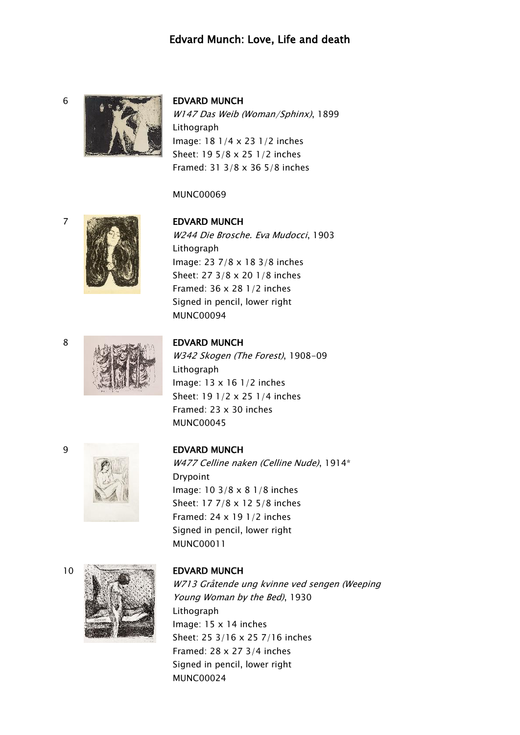# Edvard Munch: Love, Life and death

6

**EDVARD MUNCH**
*W147 Das Weib (Woman/Sphinx)*, 1899
Lithograph
Image: 18 1/4 x 23 1/2 inches
Sheet: 19 5/8 x 25 1/2 inches
Framed: 31 3/8 x 36 5/8 inches

MUNC00069

7

**EDVARD MUNCH**
*W244 Die Brosche. Eva Mudocci*, 1903
Lithograph
Image: 23 7/8 x 18 3/8 inches
Sheet: 27 3/8 x 20 1/8 inches
Framed: 36 x 28 1/2 inches
Signed in pencil, lower right
MUNC00094

8

**EDVARD MUNCH**
*W342 Skogen (The Forest)*, 1908-09
Lithograph
Image: 13 x 16 1/2 inches
Sheet: 19 1/2 x 25 1/4 inches
Framed: 23 x 30 inches
MUNC00045

9

**EDVARD MUNCH**
*W477 Celline naken (Celline Nude)*, 1914*
Drypoint
Image: 10 3/8 x 8 1/8 inches
Sheet: 17 7/8 x 12 5/8 inches
Framed: 24 x 19 1/2 inches
Signed in pencil, lower right
MUNC00011

10

**EDVARD MUNCH**
*W713 Gråtende ung kvinne ved sengen (Weeping Young Woman by the Bed)*, 1930
Lithograph
Image: 15 x 14 inches
Sheet: 25 3/16 x 25 7/16 inches
Framed: 28 x 27 3/4 inches
Signed in pencil, lower right
MUNC00024